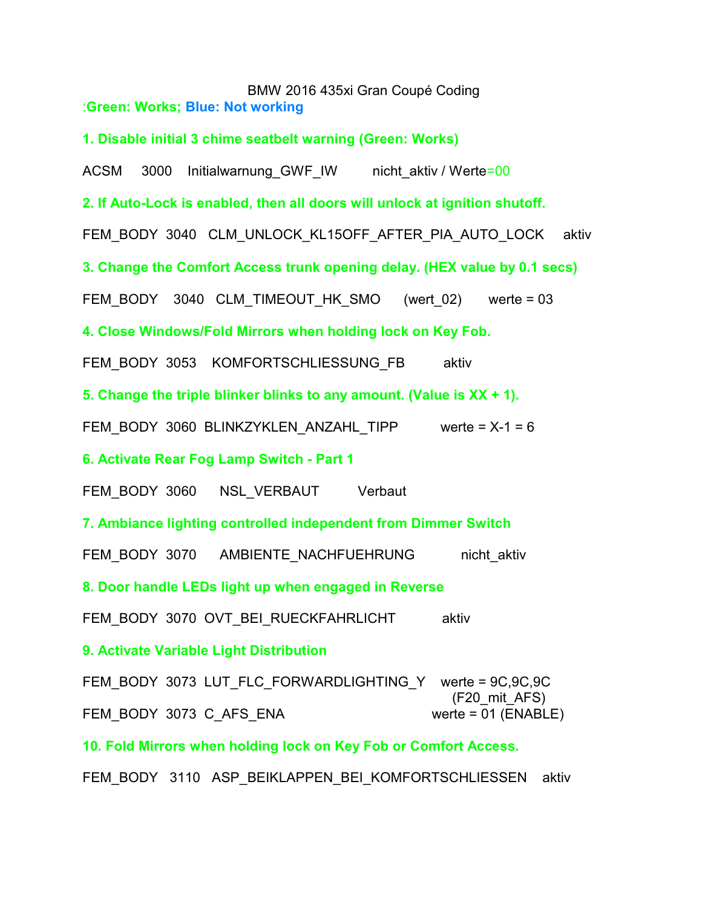BMW 2016 435xi Gran Coupé Coding

:**Green: Works; Blue: Not working**

**1. Disable initial 3 chime seatbelt warning (Green: Works)**

ACSM 3000 Initialwarnung_GWF_IW nicht_aktiv / Werte=00

**2. If Auto-Lock is enabled, then all doors will unlock at ignition shutoff.**

FEM_BODY 3040 CLM_UNLOCK_KL15OFF_AFTER_PIA_AUTO_LOCK aktiv

**3. Change the Comfort Access trunk opening delay. (HEX value by 0.1 secs)**

FEM_BODY 3040 CLM_TIMEOUT_HK_SMO (wert_02) werte = 03

**4. Close Windows/Fold Mirrors when holding lock on Key Fob.**

FEM_BODY 3053 KOMFORTSCHLIESSUNG_FB aktiv

**5. Change the triple blinker blinks to any amount. (Value is XX + 1).**

FEM_BODY 3060 BLINKZYKLEN_ANZAHL_TIPP werte = X-1 = 6

**6. Activate Rear Fog Lamp Switch - Part 1**

FEM_BODY 3060 NSL_VERBAUT Verbaut

**7. Ambiance lighting controlled independent from Dimmer Switch**

FEM_BODY 3070 AMBIENTE_NACHFUEHRUNG nicht_aktiv

**8. Door handle LEDs light up when engaged in Reverse**

FEM_BODY 3070 OVT_BEI_RUECKFAHRLICHT aktiv

**9. Activate Variable Light Distribution**

FEM_BODY 3073 LUT_FLC_FORWARDLIGHTING_Y werte = 9C,9C,9C (F20_mit_AFS)

FEM_BODY 3073 C_AFS_ENA werte = 01 (ENABLE)

**10. Fold Mirrors when holding lock on Key Fob or Comfort Access.**

FEM_BODY 3110 ASP_BEIKLAPPEN_BEI_KOMFORTSCHLIESSEN aktiv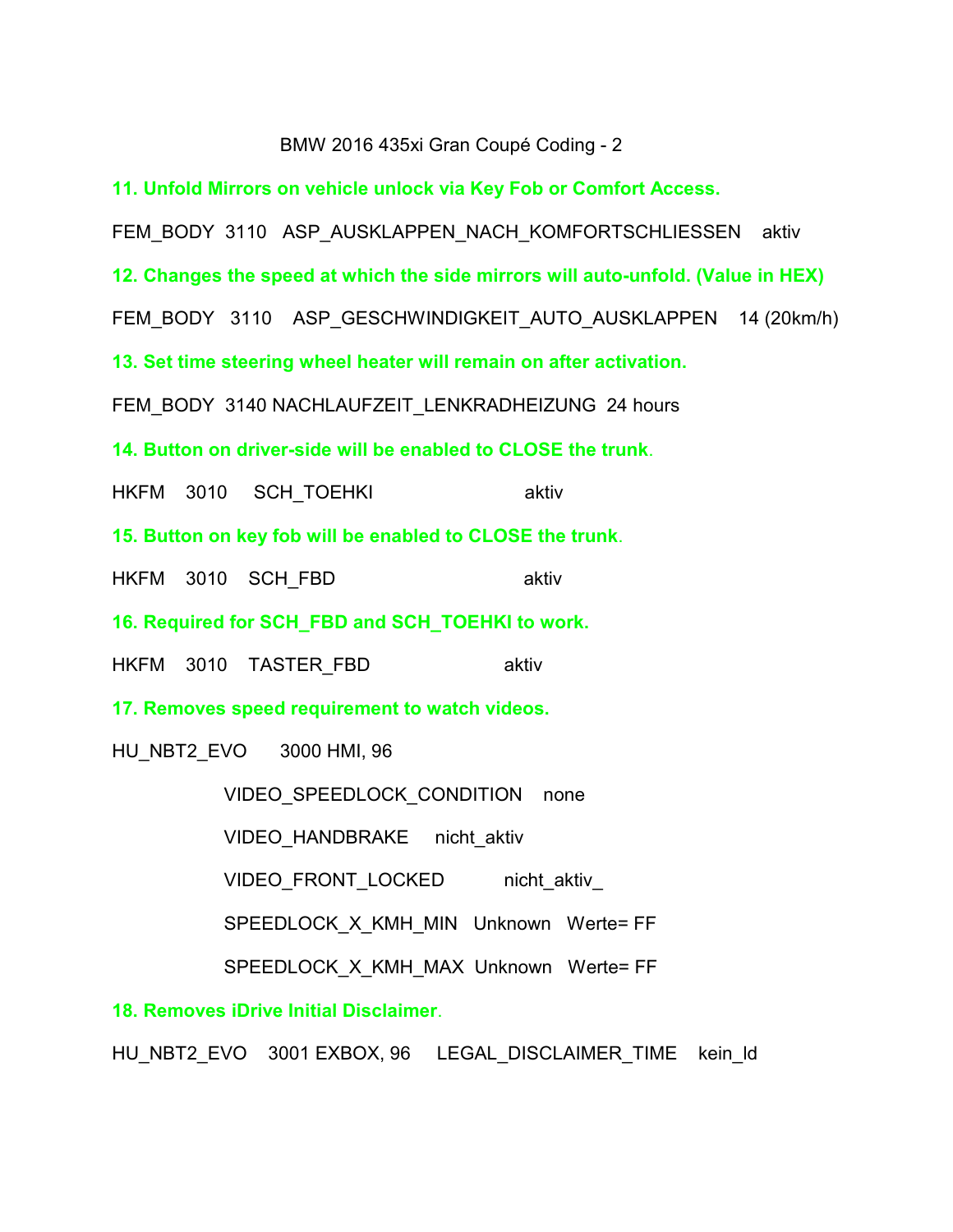BMW 2016 435xi Gran Coupé Coding - 2

**11. Unfold Mirrors on vehicle unlock via Key Fob or Comfort Access.**

FEM_BODY 3110 ASP_AUSKLAPPEN_NACH_KOMFORTSCHLIESSEN aktiv

**12. Changes the speed at which the side mirrors will auto-unfold. (Value in HEX)**

FEM_BODY 3110 ASP_GESCHWINDIGKEIT_AUTO_AUSKLAPPEN 14 (20km/h)

**13. Set time steering wheel heater will remain on after activation.**

FEM_BODY 3140 NACHLAUFZEIT_LENKRADHEIZUNG 24 hours

**14. Button on driver-side will be enabled to CLOSE the trunk.**

HKFM 3010 SCH_TOEHKI aktiv

**15. Button on key fob will be enabled to CLOSE the trunk.**

HKFM 3010 SCH_FBD aktiv

**16. Required for SCH_FBD and SCH_TOEHKI to work.**

HKFM 3010 TASTER_FBD aktiv

**17. Removes speed requirement to watch videos.**

HU_NBT2_EVO 3000 HMI, 96

- VIDEO_SPEEDLOCK_CONDITION none
- VIDEO_HANDBRAKE nicht_aktiv
- VIDEO_FRONT_LOCKED nicht_aktiv_
- SPEEDLOCK_X_KMH_MIN Unknown Werte= FF
- SPEEDLOCK_X_KMH_MAX Unknown Werte= FF

**18. Removes iDrive Initial Disclaimer.**

HU_NBT2_EVO 3001 EXBOX, 96 LEGAL_DISCLAIMER_TIME kein_ld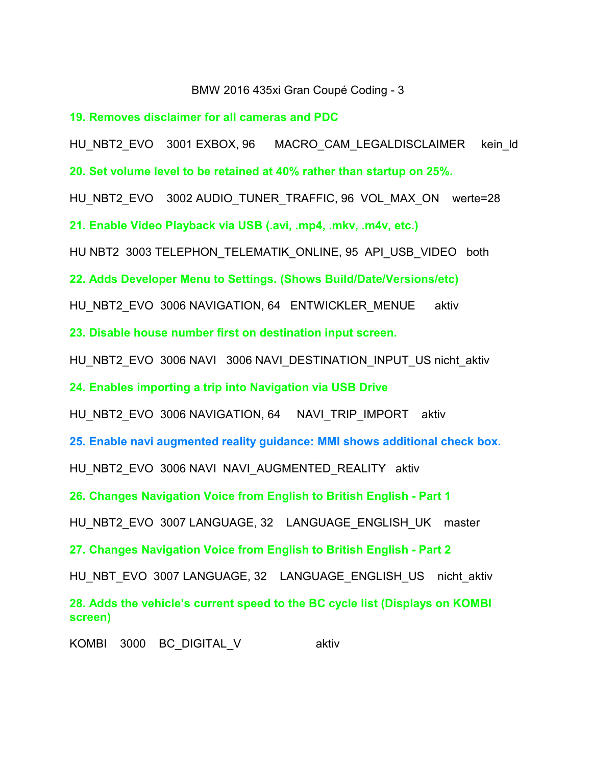BMW 2016 435xi Gran Coupé Coding - 3

**19. Removes disclaimer for all cameras and PDC**

HU_NBT2_EVO 3001 EXBOX, 96 MACRO_CAM_LEGALDISCLAIMER kein_ld

**20. Set volume level to be retained at 40% rather than startup on 25%.**

HU_NBT2_EVO 3002 AUDIO_TUNER_TRAFFIC, 96 VOL_MAX_ON werte=28

**21. Enable Video Playback via USB (.avi, .mp4, .mkv, .m4v, etc.)**

HU NBT2 3003 TELEPHON_TELEMATIK_ONLINE, 95 API_USB_VIDEO both

**22. Adds Developer Menu to Settings. (Shows Build/Date/Versions/etc)**

HU_NBT2_EVO 3006 NAVIGATION, 64 ENTWICKLER_MENUE aktiv

**23. Disable house number first on destination input screen.**

HU_NBT2_EVO 3006 NAVI 3006 NAVI_DESTINATION_INPUT_US nicht_aktiv

**24. Enables importing a trip into Navigation via USB Drive**

HU_NBT2_EVO 3006 NAVIGATION, 64 NAVI_TRIP_IMPORT aktiv

**25. Enable navi augmented reality guidance: MMI shows additional check box.**

HU_NBT2_EVO 3006 NAVI NAVI_AUGMENTED_REALITY aktiv

**26. Changes Navigation Voice from English to British English - Part 1**

HU_NBT2_EVO 3007 LANGUAGE, 32 LANGUAGE_ENGLISH_UK master

**27. Changes Navigation Voice from English to British English - Part 2**

HU_NBT_EVO 3007 LANGUAGE, 32 LANGUAGE_ENGLISH_US nicht_aktiv

**28. Adds the vehicle's current speed to the BC cycle list (Displays on KOMBI screen)**

KOMBI 3000 BC_DIGITAL_V aktiv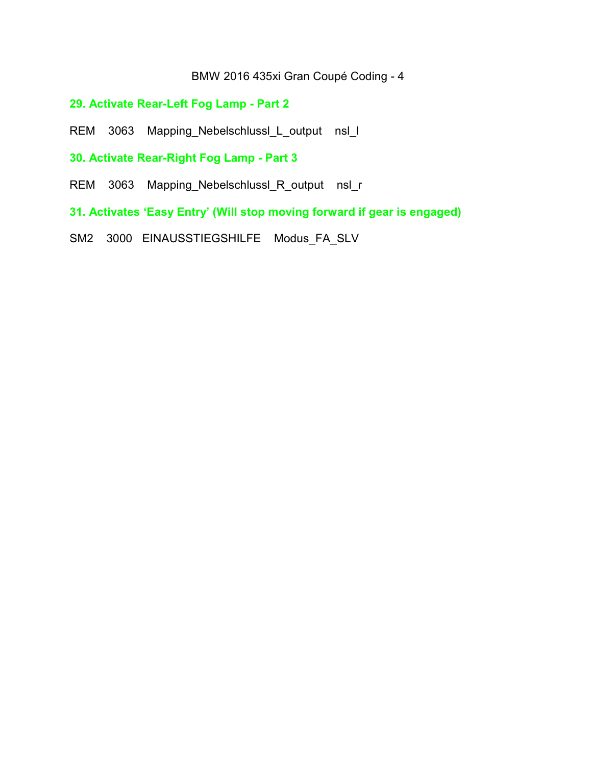**29. Activate Rear-Left Fog Lamp - Part 2**

REM 3063 Mapping_Nebelschlussl_L_output nsl_l

**30. Activate Rear-Right Fog Lamp - Part 3**

REM 3063 Mapping_Nebelschlussl_R_output nsl_r

**31. Activates 'Easy Entry' (Will stop moving forward if gear is engaged)**

SM2 3000 EINAUSSTIEGSHILFE Modus_FA_SLV